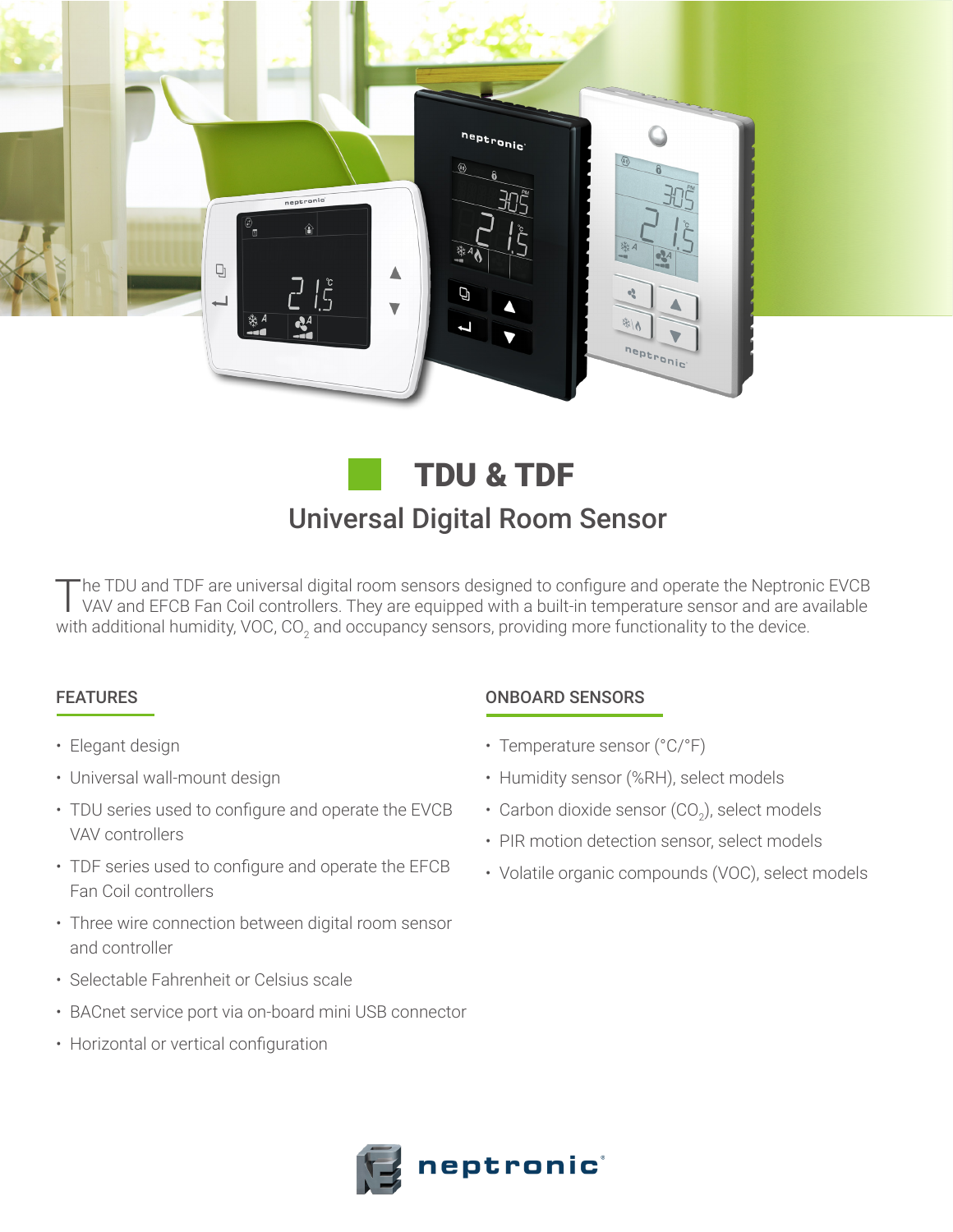# TDU & TDF

## Universal Digital Room Sensor

The TDU and TDF are universal digital room sensors designed to configure and operate the Neptronic EVCB VAV and EFCB Fan Coil controllers. They are equipped with a built-in temperature sensor and are available with additional humidity, VOC, $CO_2$ and occupancy sensors, providing more functionality to the device.

### FEATURES

- Elegant design
- Universal wall-mount design
- TDU series used to configure and operate the EVCB VAV controllers
- TDF series used to configure and operate the EFCB Fan Coil controllers
- Three wire connection between digital room sensor and controller
- Selectable Fahrenheit or Celsius scale
- BACnet service port via on-board mini USB connector
- Horizontal or vertical configuration

### ONBOARD SENSORS

- Temperature sensor (°C/°F)
- Humidity sensor (%RH), select models
- Carbon dioxide sensor ($CO_2$), select models
- PIR motion detection sensor, select models
- Volatile organic compounds (VOC), select models

neptronic®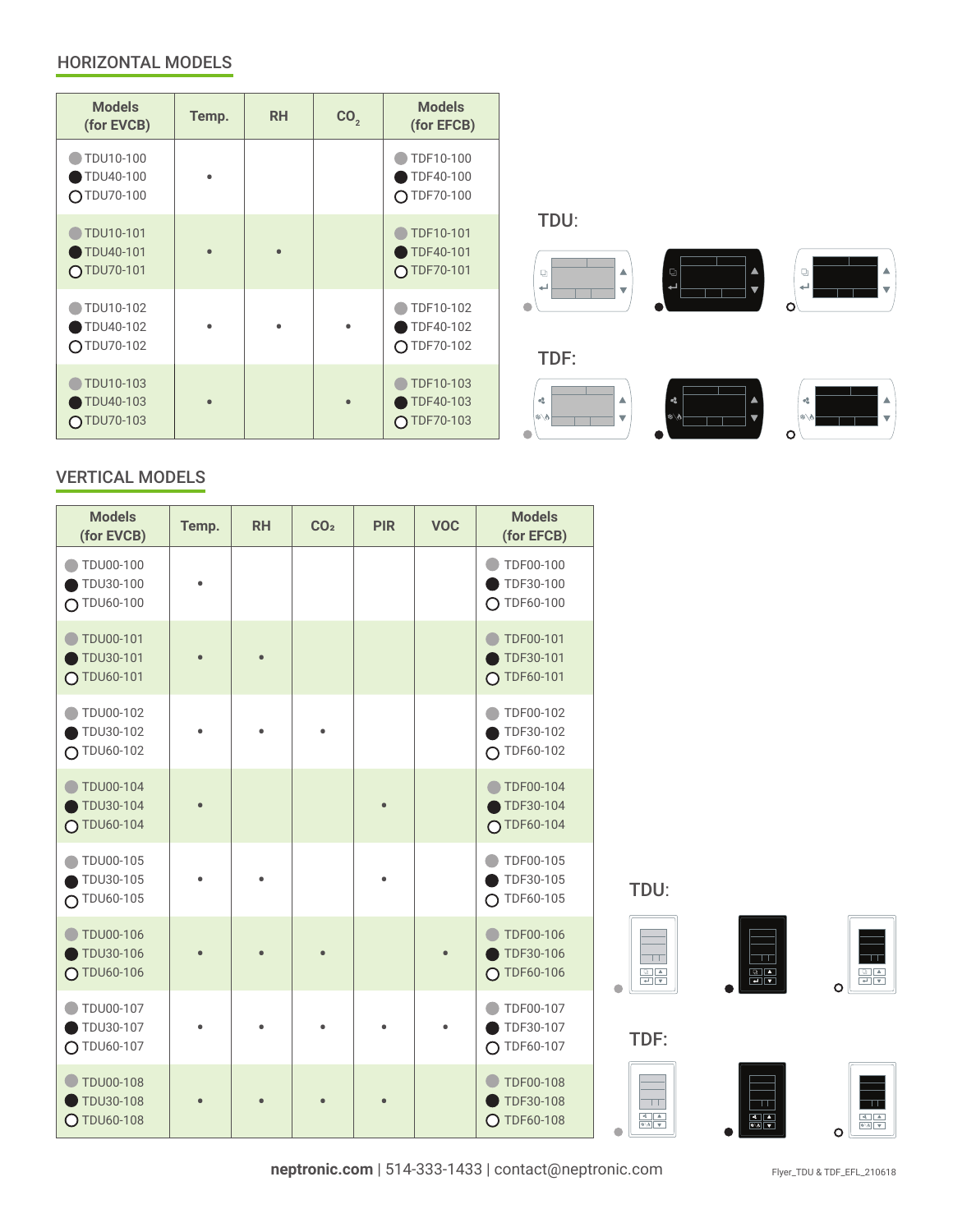## HORIZONTAL MODELS

| Models (for EVCB) | Temp. | RH | $CO_2$ | Models (for EFCB) |
|---|---|---|---|---|
| TDU10-100<br>TDU40-100<br>TDU70-100 | • | | | TDF10-100<br>TDF40-100<br>TDF70-100 |
| TDU10-101<br>TDU40-101<br>TDU70-101 | • | • | | TDF10-101<br>TDF40-101<br>TDF70-101 |
| TDU10-102<br>TDU40-102<br>TDU70-102 | • | • | • | TDF10-102<br>TDF40-102<br>TDF70-102 |
| TDU10-103<br>TDU40-103<br>TDU70-103 | • | | • | TDF10-103<br>TDF40-103<br>TDF70-103 |

TDU:

TDF:

## VERTICAL MODELS

| Models (for EVCB) | Temp. | RH | $CO_2$ | PIR | VOC | Models (for EFCB) |
|---|---|---|---|---|---|---|
| TDU00-100<br>TDU30-100<br>TDU60-100 | • | | | | | TDF00-100<br>TDF30-100<br>TDF60-100 |
| TDU00-101<br>TDU30-101<br>TDU60-101 | • | • | | | | TDF00-101<br>TDF30-101<br>TDF60-101 |
| TDU00-102<br>TDU30-102<br>TDU60-102 | • | • | • | | | TDF00-102<br>TDF30-102<br>TDF60-102 |
| TDU00-104<br>TDU30-104<br>TDU60-104 | • | | | • | | TDF00-104<br>TDF30-104<br>TDF60-104 |
| TDU00-105<br>TDU30-105<br>TDU60-105 | • | • | | • | | TDF00-105<br>TDF30-105<br>TDF60-105 |
| TDU00-106<br>TDU30-106<br>TDU60-106 | • | • | • | | • | TDF00-106<br>TDF30-106<br>TDF60-106 |
| TDU00-107<br>TDU30-107<br>TDU60-107 | • | • | • | • | • | TDF00-107<br>TDF30-107<br>TDF60-107 |
| TDU00-108<br>TDU30-108<br>TDU60-108 | • | • | • | • | | TDF00-108<br>TDF30-108<br>TDF60-108 |

TDU:

TDF:

**neptronic.com** | 514-333-1433 | contact@neptronic.com

Flyer_TDU & TDF_EFL_210618